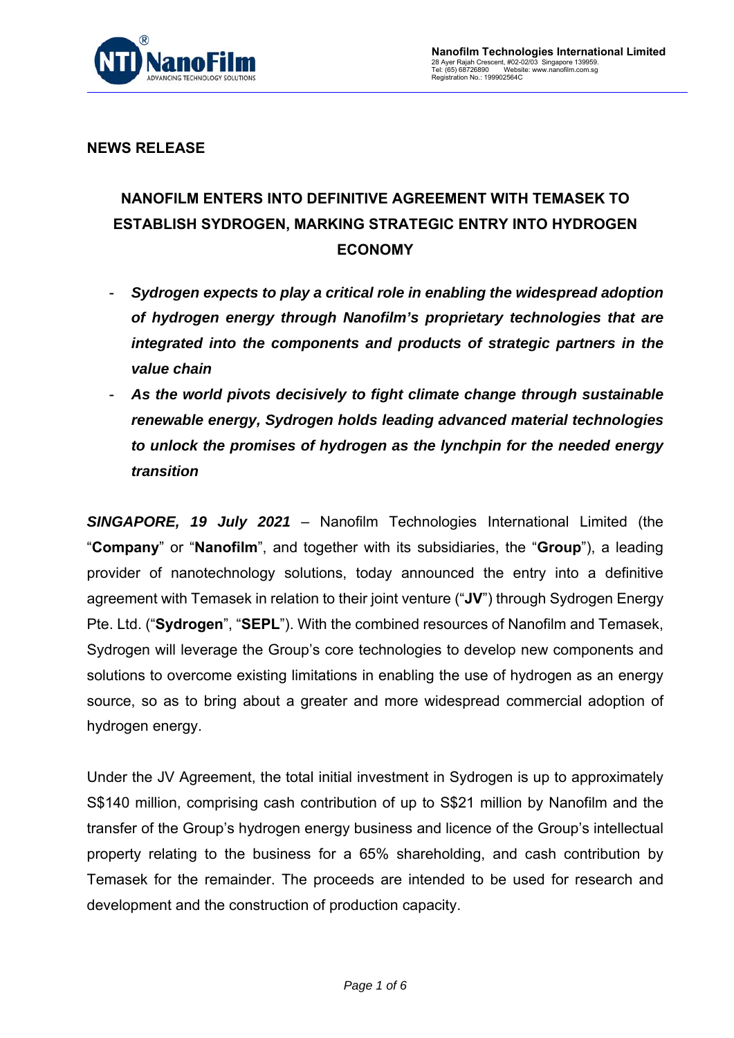Nanofilm Technologies International Limited
28 Ayer Rajah Crescent, #02-02/03 Singapore 139959.
Tel: (65) 68726890 Website: www.nanofilm.com.sg
Registration No.: 199902564C

**NEWS RELEASE**

# NANOFILM ENTERS INTO DEFINITIVE AGREEMENT WITH TEMASEK TO ESTABLISH SYDROGEN, MARKING STRATEGIC ENTRY INTO HYDROGEN ECONOMY

- ***Sydrogen expects to play a critical role in enabling the widespread adoption of hydrogen energy through Nanofilm's proprietary technologies that are integrated into the components and products of strategic partners in the value chain***
- ***As the world pivots decisively to fight climate change through sustainable renewable energy, Sydrogen holds leading advanced material technologies to unlock the promises of hydrogen as the lynchpin for the needed energy transition***

***SINGAPORE, 19 July 2021*** – Nanofilm Technologies International Limited (the "**Company**" or "**Nanofilm**", and together with its subsidiaries, the "**Group**"), a leading provider of nanotechnology solutions, today announced the entry into a definitive agreement with Temasek in relation to their joint venture ("**JV**") through Sydrogen Energy Pte. Ltd. ("**Sydrogen**", "**SEPL**"). With the combined resources of Nanofilm and Temasek, Sydrogen will leverage the Group's core technologies to develop new components and solutions to overcome existing limitations in enabling the use of hydrogen as an energy source, so as to bring about a greater and more widespread commercial adoption of hydrogen energy.

Under the JV Agreement, the total initial investment in Sydrogen is up to approximately S$140 million, comprising cash contribution of up to S$21 million by Nanofilm and the transfer of the Group's hydrogen energy business and licence of the Group's intellectual property relating to the business for a 65% shareholding, and cash contribution by Temasek for the remainder. The proceeds are intended to be used for research and development and the construction of production capacity.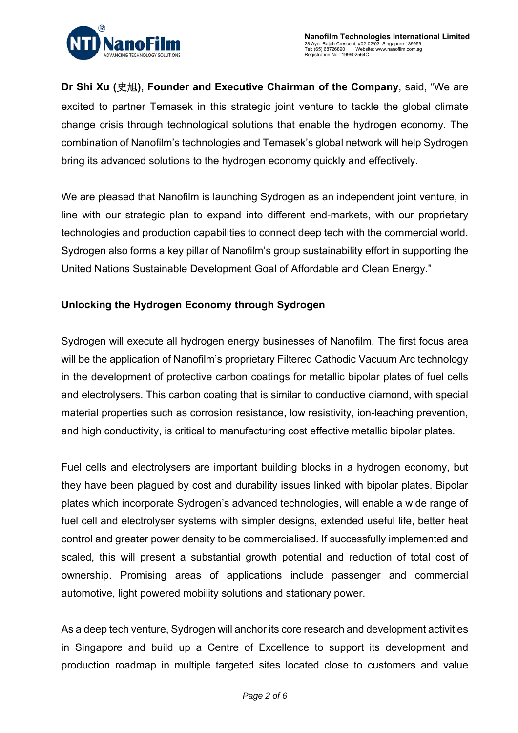**Dr Shi Xu (史旭), Founder and Executive Chairman of the Company**, said, "We are excited to partner Temasek in this strategic joint venture to tackle the global climate change crisis through technological solutions that enable the hydrogen economy. The combination of Nanofilm's technologies and Temasek's global network will help Sydrogen bring its advanced solutions to the hydrogen economy quickly and effectively.

We are pleased that Nanofilm is launching Sydrogen as an independent joint venture, in line with our strategic plan to expand into different end-markets, with our proprietary technologies and production capabilities to connect deep tech with the commercial world. Sydrogen also forms a key pillar of Nanofilm's group sustainability effort in supporting the United Nations Sustainable Development Goal of Affordable and Clean Energy."

**Unlocking the Hydrogen Economy through Sydrogen**

Sydrogen will execute all hydrogen energy businesses of Nanofilm. The first focus area will be the application of Nanofilm's proprietary Filtered Cathodic Vacuum Arc technology in the development of protective carbon coatings for metallic bipolar plates of fuel cells and electrolysers. This carbon coating that is similar to conductive diamond, with special material properties such as corrosion resistance, low resistivity, ion-leaching prevention, and high conductivity, is critical to manufacturing cost effective metallic bipolar plates.

Fuel cells and electrolysers are important building blocks in a hydrogen economy, but they have been plagued by cost and durability issues linked with bipolar plates. Bipolar plates which incorporate Sydrogen's advanced technologies, will enable a wide range of fuel cell and electrolyser systems with simpler designs, extended useful life, better heat control and greater power density to be commercialised. If successfully implemented and scaled, this will present a substantial growth potential and reduction of total cost of ownership. Promising areas of applications include passenger and commercial automotive, light powered mobility solutions and stationary power.

As a deep tech venture, Sydrogen will anchor its core research and development activities in Singapore and build up a Centre of Excellence to support its development and production roadmap in multiple targeted sites located close to customers and value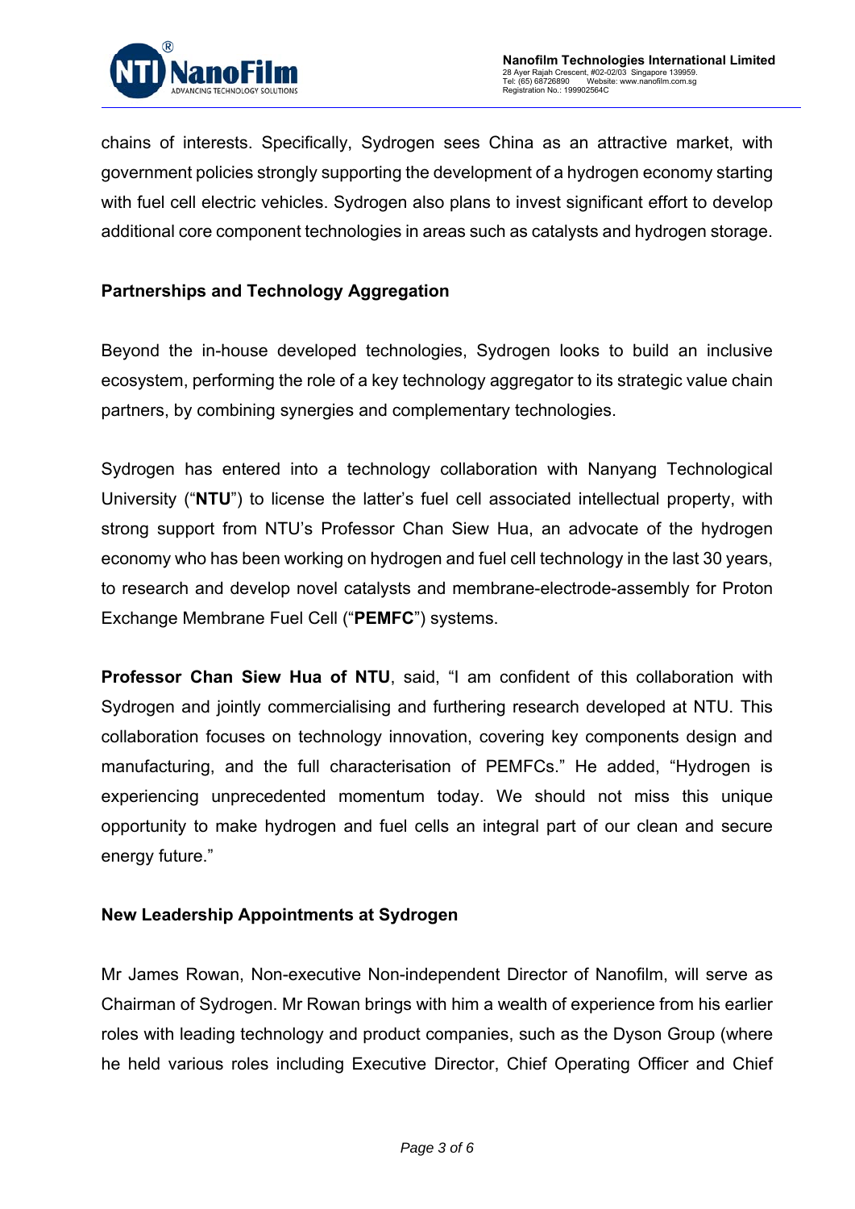chains of interests. Specifically, Sydrogen sees China as an attractive market, with government policies strongly supporting the development of a hydrogen economy starting with fuel cell electric vehicles. Sydrogen also plans to invest significant effort to develop additional core component technologies in areas such as catalysts and hydrogen storage.

**Partnerships and Technology Aggregation**

Beyond the in-house developed technologies, Sydrogen looks to build an inclusive ecosystem, performing the role of a key technology aggregator to its strategic value chain partners, by combining synergies and complementary technologies.

Sydrogen has entered into a technology collaboration with Nanyang Technological University ("**NTU**") to license the latter's fuel cell associated intellectual property, with strong support from NTU's Professor Chan Siew Hua, an advocate of the hydrogen economy who has been working on hydrogen and fuel cell technology in the last 30 years, to research and develop novel catalysts and membrane-electrode-assembly for Proton Exchange Membrane Fuel Cell ("**PEMFC**") systems.

**Professor Chan Siew Hua of NTU**, said, "I am confident of this collaboration with Sydrogen and jointly commercialising and furthering research developed at NTU. This collaboration focuses on technology innovation, covering key components design and manufacturing, and the full characterisation of PEMFCs." He added, "Hydrogen is experiencing unprecedented momentum today. We should not miss this unique opportunity to make hydrogen and fuel cells an integral part of our clean and secure energy future."

**New Leadership Appointments at Sydrogen**

Mr James Rowan, Non-executive Non-independent Director of Nanofilm, will serve as Chairman of Sydrogen. Mr Rowan brings with him a wealth of experience from his earlier roles with leading technology and product companies, such as the Dyson Group (where he held various roles including Executive Director, Chief Operating Officer and Chief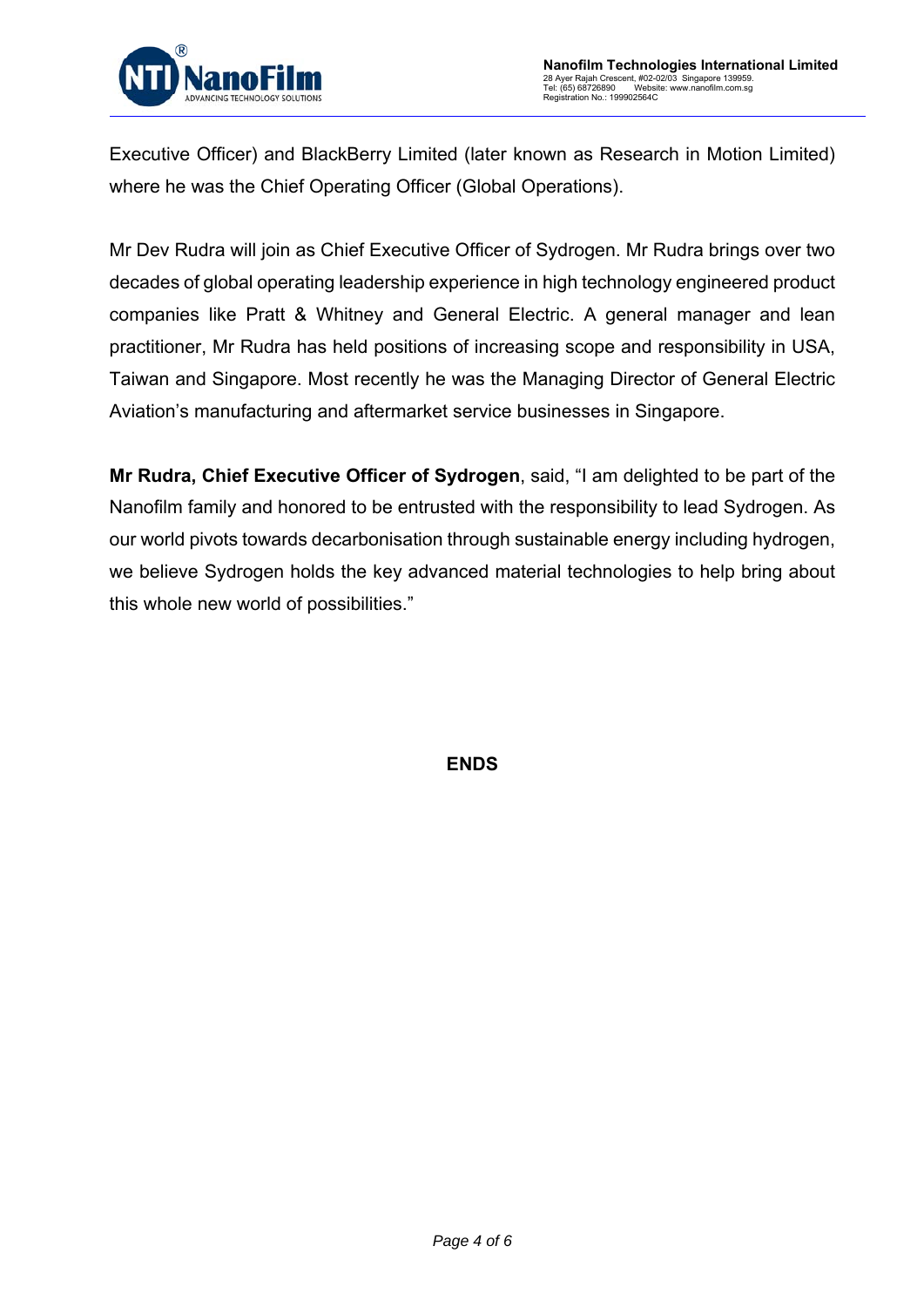Executive Officer) and BlackBerry Limited (later known as Research in Motion Limited) where he was the Chief Operating Officer (Global Operations).

Mr Dev Rudra will join as Chief Executive Officer of Sydrogen. Mr Rudra brings over two decades of global operating leadership experience in high technology engineered product companies like Pratt & Whitney and General Electric. A general manager and lean practitioner, Mr Rudra has held positions of increasing scope and responsibility in USA, Taiwan and Singapore. Most recently he was the Managing Director of General Electric Aviation's manufacturing and aftermarket service businesses in Singapore.

**Mr Rudra, Chief Executive Officer of Sydrogen**, said, "I am delighted to be part of the Nanofilm family and honored to be entrusted with the responsibility to lead Sydrogen. As our world pivots towards decarbonisation through sustainable energy including hydrogen, we believe Sydrogen holds the key advanced material technologies to help bring about this whole new world of possibilities."

**ENDS**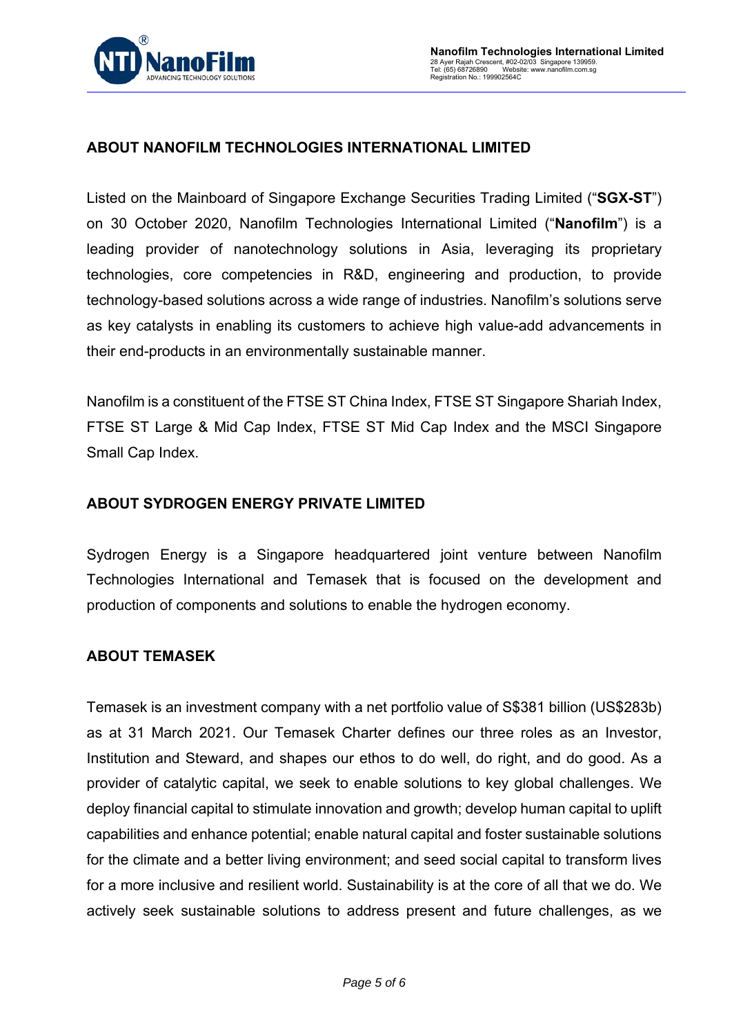## ABOUT NANOFILM TECHNOLOGIES INTERNATIONAL LIMITED

Listed on the Mainboard of Singapore Exchange Securities Trading Limited ("**SGX-ST**") on 30 October 2020, Nanofilm Technologies International Limited ("**Nanofilm**") is a leading provider of nanotechnology solutions in Asia, leveraging its proprietary technologies, core competencies in R&D, engineering and production, to provide technology-based solutions across a wide range of industries. Nanofilm's solutions serve as key catalysts in enabling its customers to achieve high value-add advancements in their end-products in an environmentally sustainable manner.

Nanofilm is a constituent of the FTSE ST China Index, FTSE ST Singapore Shariah Index, FTSE ST Large & Mid Cap Index, FTSE ST Mid Cap Index and the MSCI Singapore Small Cap Index.

## ABOUT SYDROGEN ENERGY PRIVATE LIMITED

Sydrogen Energy is a Singapore headquartered joint venture between Nanofilm Technologies International and Temasek that is focused on the development and production of components and solutions to enable the hydrogen economy.

## ABOUT TEMASEK

Temasek is an investment company with a net portfolio value of S$381 billion (US$283b) as at 31 March 2021. Our Temasek Charter defines our three roles as an Investor, Institution and Steward, and shapes our ethos to do well, do right, and do good. As a provider of catalytic capital, we seek to enable solutions to key global challenges. We deploy financial capital to stimulate innovation and growth; develop human capital to uplift capabilities and enhance potential; enable natural capital and foster sustainable solutions for the climate and a better living environment; and seed social capital to transform lives for a more inclusive and resilient world. Sustainability is at the core of all that we do. We actively seek sustainable solutions to address present and future challenges, as we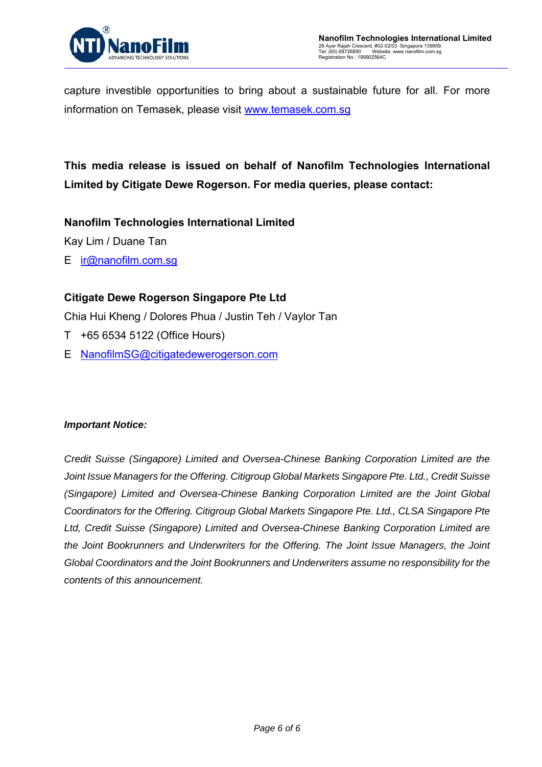capture investible opportunities to bring about a sustainable future for all. For more information on Temasek, please visit www.temasek.com.sg

**This media release is issued on behalf of Nanofilm Technologies International Limited by Citigate Dewe Rogerson. For media queries, please contact:**

**Nanofilm Technologies International Limited**

Kay Lim / Duane Tan

E ir@nanofilm.com.sg

**Citigate Dewe Rogerson Singapore Pte Ltd**

Chia Hui Kheng / Dolores Phua / Justin Teh / Vaylor Tan

T +65 6534 5122 (Office Hours)

E NanofilmSG@citigatedewerogerson.com

***Important Notice:***

*Credit Suisse (Singapore) Limited and Oversea-Chinese Banking Corporation Limited are the Joint Issue Managers for the Offering. Citigroup Global Markets Singapore Pte. Ltd., Credit Suisse (Singapore) Limited and Oversea-Chinese Banking Corporation Limited are the Joint Global Coordinators for the Offering. Citigroup Global Markets Singapore Pte. Ltd., CLSA Singapore Pte Ltd, Credit Suisse (Singapore) Limited and Oversea-Chinese Banking Corporation Limited are the Joint Bookrunners and Underwriters for the Offering. The Joint Issue Managers, the Joint Global Coordinators and the Joint Bookrunners and Underwriters assume no responsibility for the contents of this announcement.*